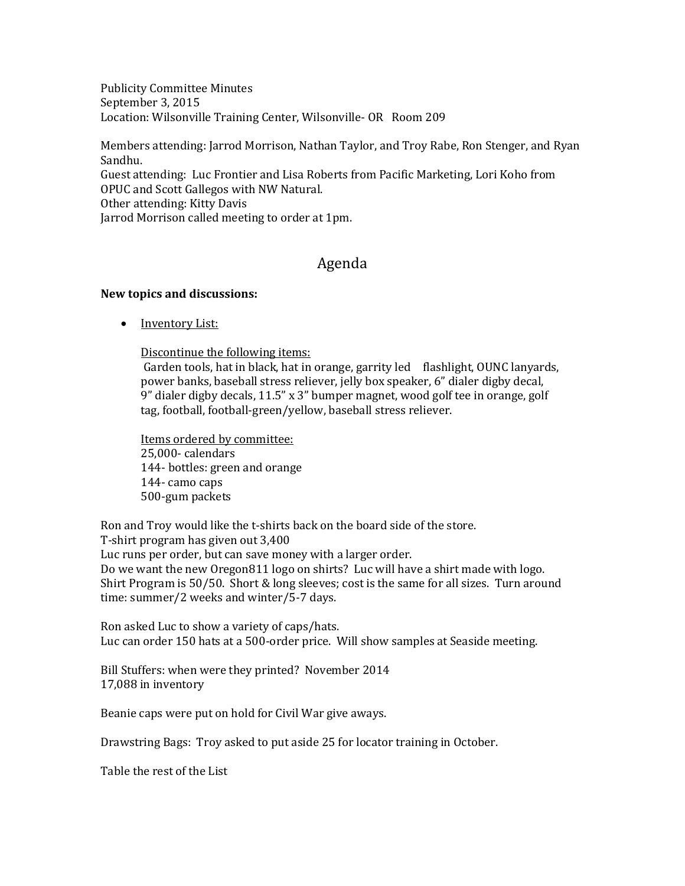Publicity Committee Minutes
September 3, 2015
Location: Wilsonville Training Center, Wilsonville- OR   Room 209

Members attending: Jarrod Morrison, Nathan Taylor, and Troy Rabe, Ron Stenger, and Ryan Sandhu.
Guest attending: Luc Frontier and Lisa Roberts from Pacific Marketing, Lori Koho from OPUC and Scott Gallegos with NW Natural.
Other attending: Kitty Davis
Jarrod Morrison called meeting to order at 1pm.

## Agenda

**New topics and discussions:**

- Inventory List:

  Discontinue the following items:
  Garden tools, hat in black, hat in orange, garrity led flashlight, OUNC lanyards, power banks, baseball stress reliever, jelly box speaker, 6" dialer digby decal, 9" dialer digby decals, 11.5" x 3" bumper magnet, wood golf tee in orange, golf tag, football, football-green/yellow, baseball stress reliever.

  Items ordered by committee:
  25,000- calendars
  144- bottles: green and orange
  144- camo caps
  500-gum packets

Ron and Troy would like the t-shirts back on the board side of the store.
T-shirt program has given out 3,400
Luc runs per order, but can save money with a larger order.
Do we want the new Oregon811 logo on shirts? Luc will have a shirt made with logo.
Shirt Program is 50/50. Short & long sleeves; cost is the same for all sizes. Turn around time: summer/2 weeks and winter/5-7 days.

Ron asked Luc to show a variety of caps/hats.
Luc can order 150 hats at a 500-order price. Will show samples at Seaside meeting.

Bill Stuffers: when were they printed? November 2014
17,088 in inventory

Beanie caps were put on hold for Civil War give aways.

Drawstring Bags: Troy asked to put aside 25 for locator training in October.

Table the rest of the List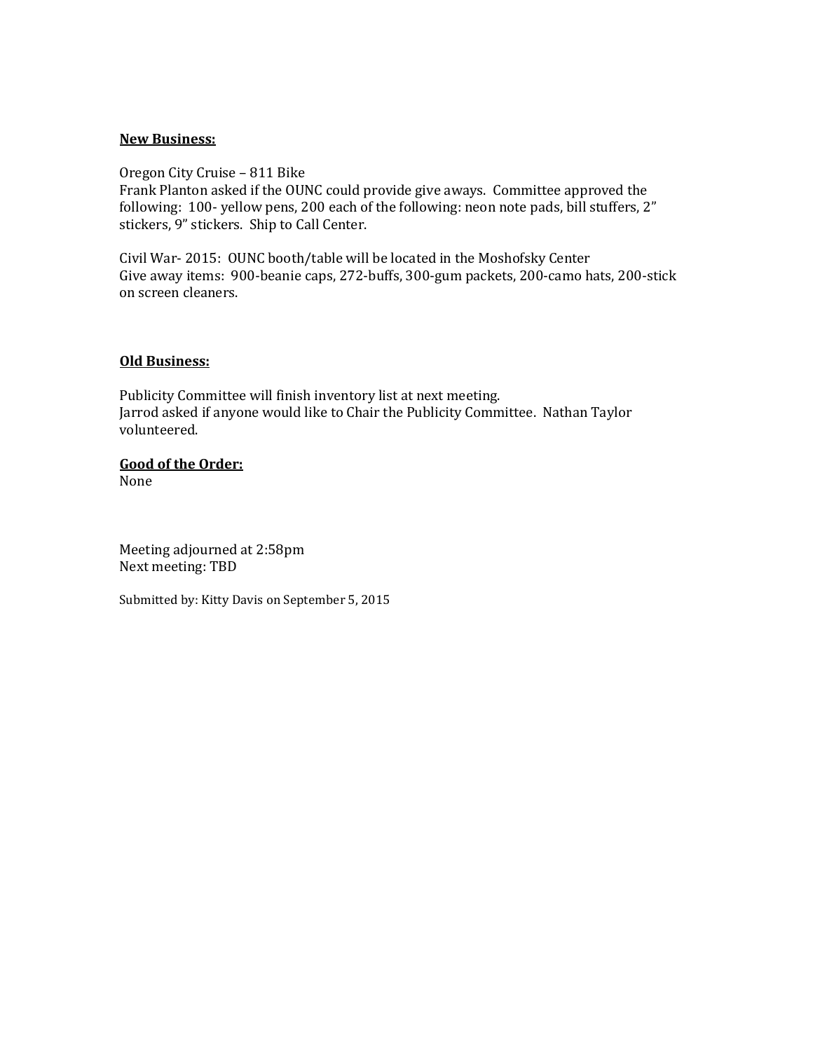**New Business:**

Oregon City Cruise – 811 Bike
Frank Planton asked if the OUNC could provide give aways. Committee approved the following: 100- yellow pens, 200 each of the following: neon note pads, bill stuffers, 2" stickers, 9" stickers. Ship to Call Center.

Civil War- 2015: OUNC booth/table will be located in the Moshofsky Center
Give away items: 900-beanie caps, 272-buffs, 300-gum packets, 200-camo hats, 200-stick on screen cleaners.

**Old Business:**

Publicity Committee will finish inventory list at next meeting.
Jarrod asked if anyone would like to Chair the Publicity Committee. Nathan Taylor volunteered.

**Good of the Order:**
None

Meeting adjourned at 2:58pm
Next meeting: TBD

Submitted by: Kitty Davis on September 5, 2015